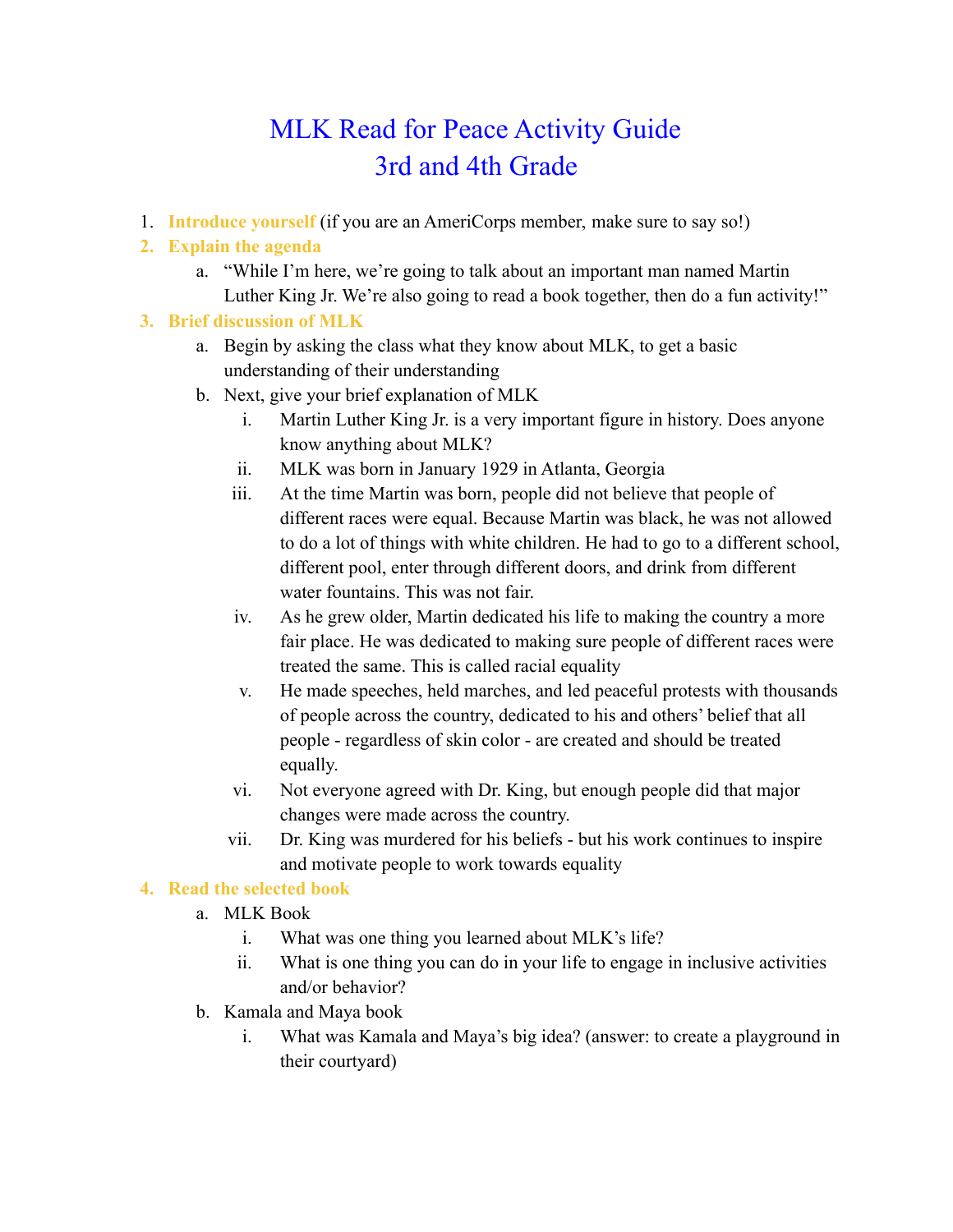# MLK Read for Peace Activity Guide
# 3rd and 4th Grade

1. **Introduce yourself** (if you are an AmeriCorps member, make sure to say so!)
2. **Explain the agenda**
   a. "While I'm here, we're going to talk about an important man named Martin Luther King Jr. We're also going to read a book together, then do a fun activity!"
3. **Brief discussion of MLK**
   a. Begin by asking the class what they know about MLK, to get a basic understanding of their understanding
   b. Next, give your brief explanation of MLK
      i. Martin Luther King Jr. is a very important figure in history. Does anyone know anything about MLK?
      ii. MLK was born in January 1929 in Atlanta, Georgia
      iii. At the time Martin was born, people did not believe that people of different races were equal. Because Martin was black, he was not allowed to do a lot of things with white children. He had to go to a different school, different pool, enter through different doors, and drink from different water fountains. This was not fair.
      iv. As he grew older, Martin dedicated his life to making the country a more fair place. He was dedicated to making sure people of different races were treated the same. This is called racial equality
      v. He made speeches, held marches, and led peaceful protests with thousands of people across the country, dedicated to his and others' belief that all people - regardless of skin color - are created and should be treated equally.
      vi. Not everyone agreed with Dr. King, but enough people did that major changes were made across the country.
      vii. Dr. King was murdered for his beliefs - but his work continues to inspire and motivate people to work towards equality
4. **Read the selected book**
   a. MLK Book
      i. What was one thing you learned about MLK's life?
      ii. What is one thing you can do in your life to engage in inclusive activities and/or behavior?
   b. Kamala and Maya book
      i. What was Kamala and Maya's big idea? (answer: to create a playground in their courtyard)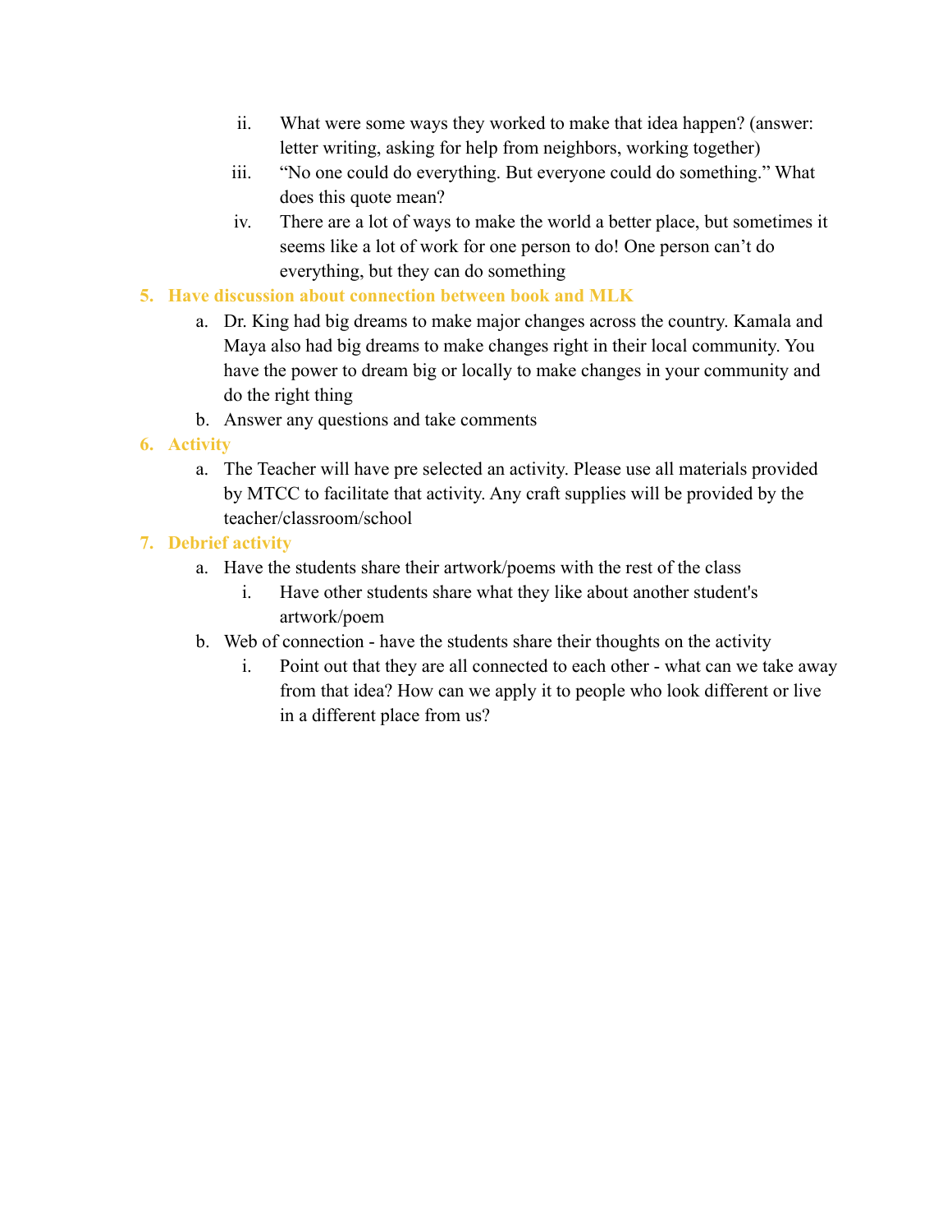ii. What were some ways they worked to make that idea happen? (answer: letter writing, asking for help from neighbors, working together)
   iii. "No one could do everything. But everyone could do something." What does this quote mean?
   iv. There are a lot of ways to make the world a better place, but sometimes it seems like a lot of work for one person to do! One person can't do everything, but they can do something

5. **Have discussion about connection between book and MLK**
   a. Dr. King had big dreams to make major changes across the country. Kamala and Maya also had big dreams to make changes right in their local community. You have the power to dream big or locally to make changes in your community and do the right thing
   b. Answer any questions and take comments
6. **Activity**
   a. The Teacher will have pre selected an activity. Please use all materials provided by MTCC to facilitate that activity. Any craft supplies will be provided by the teacher/classroom/school
7. **Debrief activity**
   a. Have the students share their artwork/poems with the rest of the class
      i. Have other students share what they like about another student's artwork/poem
   b. Web of connection - have the students share their thoughts on the activity
      i. Point out that they are all connected to each other - what can we take away from that idea? How can we apply it to people who look different or live in a different place from us?